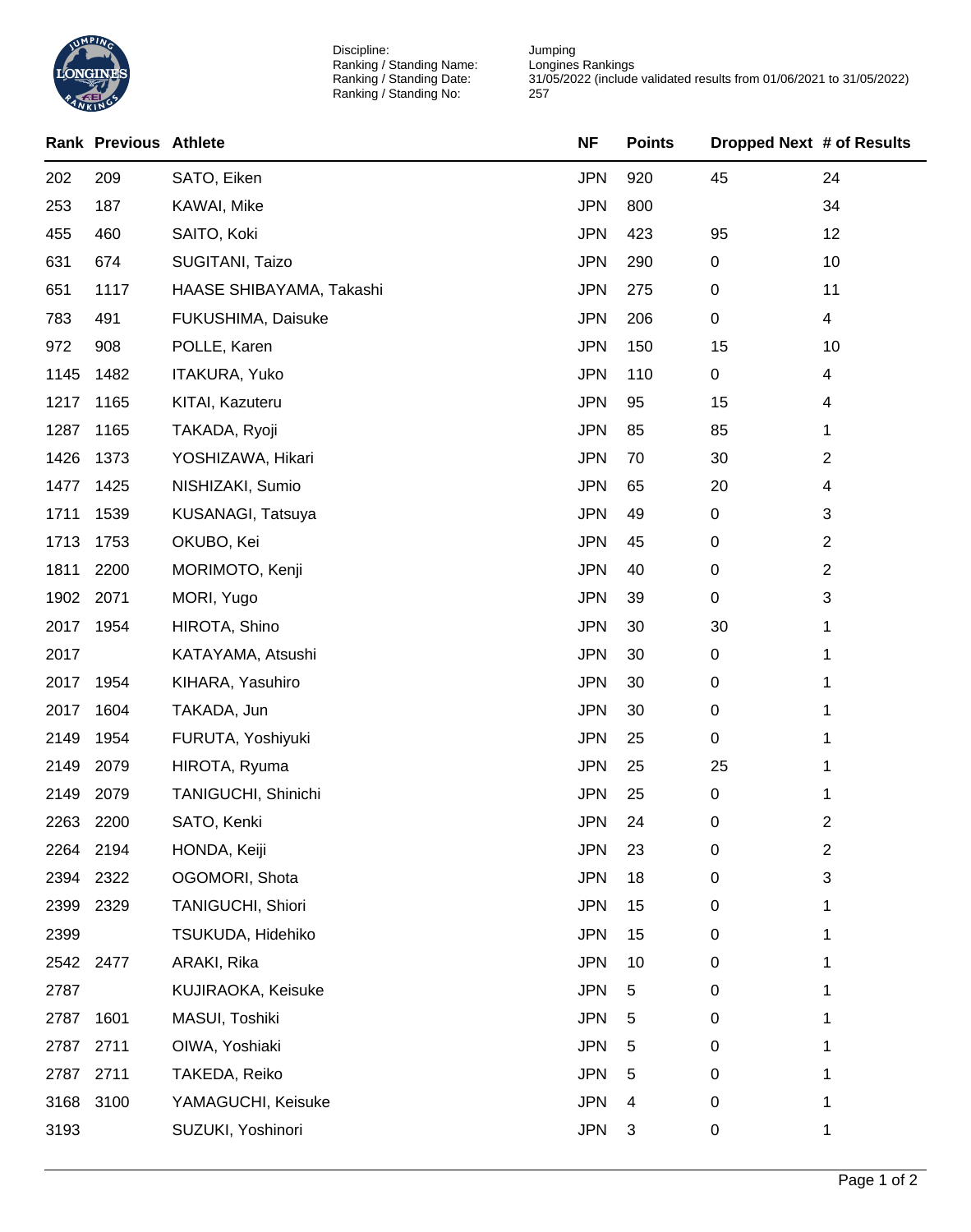| Discipline: | Jumping |
|---|---|
| Ranking / Standing Name: | Longines Rankings |
| Ranking / Standing Date: | 31/05/2022 (include validated results from 01/06/2021 to 31/05/2022) |
| Ranking / Standing No: | 257 |

| Rank | Previous | Athlete | NF | Points | Dropped Next | # of Results |
|---|---|---|---|---|---|---|
| 202 | 209 | SATO, Eiken | JPN | 920 | 45 | 24 |
| 253 | 187 | KAWAI, Mike | JPN | 800 | | 34 |
| 455 | 460 | SAITO, Koki | JPN | 423 | 95 | 12 |
| 631 | 674 | SUGITANI, Taizo | JPN | 290 | 0 | 10 |
| 651 | 1117 | HAASE SHIBAYAMA, Takashi | JPN | 275 | 0 | 11 |
| 783 | 491 | FUKUSHIMA, Daisuke | JPN | 206 | 0 | 4 |
| 972 | 908 | POLLE, Karen | JPN | 150 | 15 | 10 |
| 1145 | 1482 | ITAKURA, Yuko | JPN | 110 | 0 | 4 |
| 1217 | 1165 | KITAI, Kazuteru | JPN | 95 | 15 | 4 |
| 1287 | 1165 | TAKADA, Ryoji | JPN | 85 | 85 | 1 |
| 1426 | 1373 | YOSHIZAWA, Hikari | JPN | 70 | 30 | 2 |
| 1477 | 1425 | NISHIZAKI, Sumio | JPN | 65 | 20 | 4 |
| 1711 | 1539 | KUSANAGI, Tatsuya | JPN | 49 | 0 | 3 |
| 1713 | 1753 | OKUBO, Kei | JPN | 45 | 0 | 2 |
| 1811 | 2200 | MORIMOTO, Kenji | JPN | 40 | 0 | 2 |
| 1902 | 2071 | MORI, Yugo | JPN | 39 | 0 | 3 |
| 2017 | 1954 | HIROTA, Shino | JPN | 30 | 30 | 1 |
| 2017 | | KATAYAMA, Atsushi | JPN | 30 | 0 | 1 |
| 2017 | 1954 | KIHARA, Yasuhiro | JPN | 30 | 0 | 1 |
| 2017 | 1604 | TAKADA, Jun | JPN | 30 | 0 | 1 |
| 2149 | 1954 | FURUTA, Yoshiyuki | JPN | 25 | 0 | 1 |
| 2149 | 2079 | HIROTA, Ryuma | JPN | 25 | 25 | 1 |
| 2149 | 2079 | TANIGUCHI, Shinichi | JPN | 25 | 0 | 1 |
| 2263 | 2200 | SATO, Kenki | JPN | 24 | 0 | 2 |
| 2264 | 2194 | HONDA, Keiji | JPN | 23 | 0 | 2 |
| 2394 | 2322 | OGOMORI, Shota | JPN | 18 | 0 | 3 |
| 2399 | 2329 | TANIGUCHI, Shiori | JPN | 15 | 0 | 1 |
| 2399 | | TSUKUDA, Hidehiko | JPN | 15 | 0 | 1 |
| 2542 | 2477 | ARAKI, Rika | JPN | 10 | 0 | 1 |
| 2787 | | KUJIRAOKA, Keisuke | JPN | 5 | 0 | 1 |
| 2787 | 1601 | MASUI, Toshiki | JPN | 5 | 0 | 1 |
| 2787 | 2711 | OIWA, Yoshiaki | JPN | 5 | 0 | 1 |
| 2787 | 2711 | TAKEDA, Reiko | JPN | 5 | 0 | 1 |
| 3168 | 3100 | YAMAGUCHI, Keisuke | JPN | 4 | 0 | 1 |
| 3193 | | SUZUKI, Yoshinori | JPN | 3 | 0 | 1 |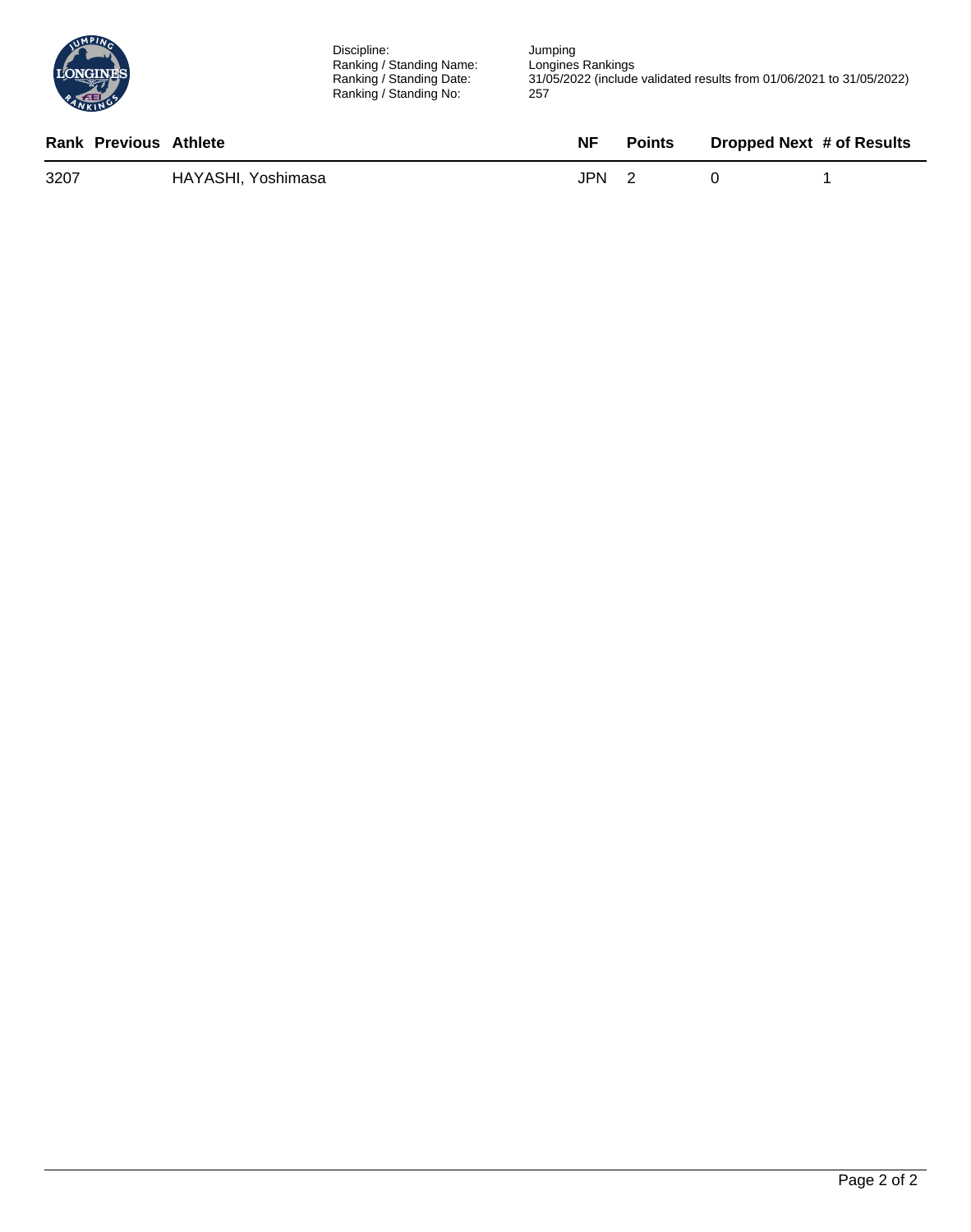Discipline: Jumping
Ranking / Standing Name: Longines Rankings
Ranking / Standing Date: 31/05/2022 (include validated results from 01/06/2021 to 31/05/2022)
Ranking / Standing No: 257

| Rank | Previous | Athlete | NF | Points | Dropped Next | # of Results |
|---|---|---|---|---|---|---|
| 3207 | | HAYASHI, Yoshimasa | JPN | 2 | 0 | 1 |